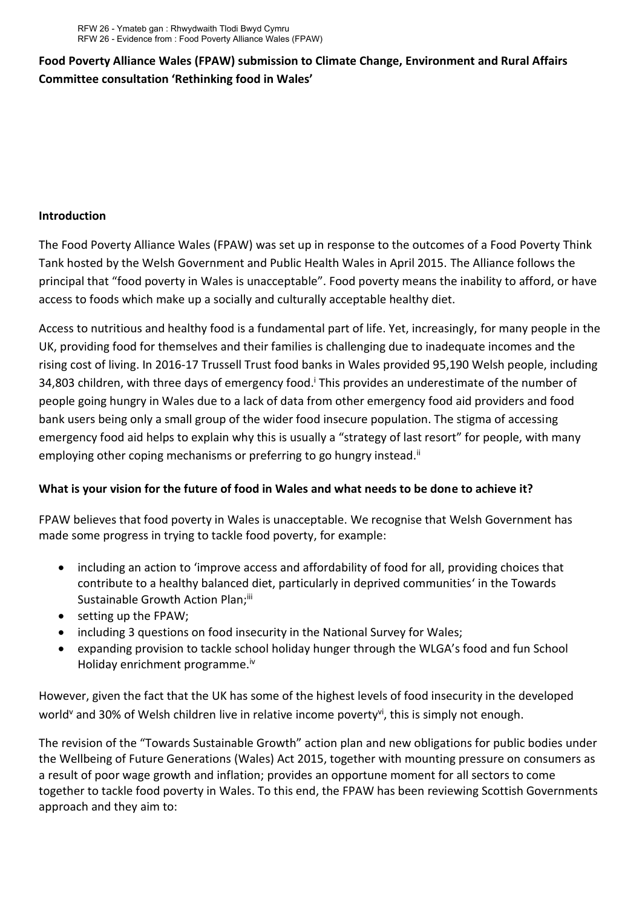RFW 26 - Ymateb gan : Rhwydwaith Tlodi Bwyd Cymru
RFW 26 - Evidence from : Food Poverty Alliance Wales (FPAW)

**Food Poverty Alliance Wales (FPAW) submission to Climate Change, Environment and Rural Affairs Committee consultation 'Rethinking food in Wales'**

## Introduction

The Food Poverty Alliance Wales (FPAW) was set up in response to the outcomes of a Food Poverty Think Tank hosted by the Welsh Government and Public Health Wales in April 2015. The Alliance follows the principal that "food poverty in Wales is unacceptable". Food poverty means the inability to afford, or have access to foods which make up a socially and culturally acceptable healthy diet.

Access to nutritious and healthy food is a fundamental part of life. Yet, increasingly, for many people in the UK, providing food for themselves and their families is challenging due to inadequate incomes and the rising cost of living. In 2016-17 Trussell Trust food banks in Wales provided 95,190 Welsh people, including 34,803 children, with three days of emergency food.[i] This provides an underestimate of the number of people going hungry in Wales due to a lack of data from other emergency food aid providers and food bank users being only a small group of the wider food insecure population. The stigma of accessing emergency food aid helps to explain why this is usually a "strategy of last resort" for people, with many employing other coping mechanisms or preferring to go hungry instead.[ii]

## What is your vision for the future of food in Wales and what needs to be done to achieve it?

FPAW believes that food poverty in Wales is unacceptable. We recognise that Welsh Government has made some progress in trying to tackle food poverty, for example:

- including an action to 'improve access and affordability of food for all, providing choices that contribute to a healthy balanced diet, particularly in deprived communities' in the Towards Sustainable Growth Action Plan;[iii]
- setting up the FPAW;
- including 3 questions on food insecurity in the National Survey for Wales;
- expanding provision to tackle school holiday hunger through the WLGA's food and fun School Holiday enrichment programme.[iv]

However, given the fact that the UK has some of the highest levels of food insecurity in the developed world[v] and 30% of Welsh children live in relative income poverty[vi], this is simply not enough.

The revision of the "Towards Sustainable Growth" action plan and new obligations for public bodies under the Wellbeing of Future Generations (Wales) Act 2015, together with mounting pressure on consumers as a result of poor wage growth and inflation; provides an opportune moment for all sectors to come together to tackle food poverty in Wales. To this end, the FPAW has been reviewing Scottish Governments approach and they aim to: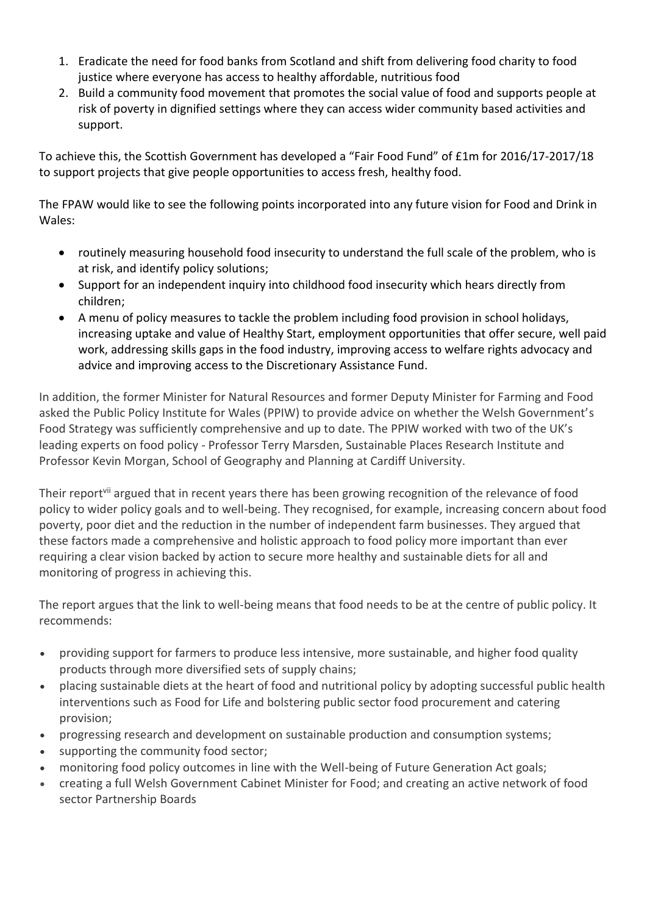1. Eradicate the need for food banks from Scotland and shift from delivering food charity to food justice where everyone has access to healthy affordable, nutritious food
2. Build a community food movement that promotes the social value of food and supports people at risk of poverty in dignified settings where they can access wider community based activities and support.

To achieve this, the Scottish Government has developed a "Fair Food Fund" of £1m for 2016/17-2017/18 to support projects that give people opportunities to access fresh, healthy food.

The FPAW would like to see the following points incorporated into any future vision for Food and Drink in Wales:

- routinely measuring household food insecurity to understand the full scale of the problem, who is at risk, and identify policy solutions;
- Support for an independent inquiry into childhood food insecurity which hears directly from children;
- A menu of policy measures to tackle the problem including food provision in school holidays, increasing uptake and value of Healthy Start, employment opportunities that offer secure, well paid work, addressing skills gaps in the food industry, improving access to welfare rights advocacy and advice and improving access to the Discretionary Assistance Fund.

In addition, the former Minister for Natural Resources and former Deputy Minister for Farming and Food asked the Public Policy Institute for Wales (PPIW) to provide advice on whether the Welsh Government's Food Strategy was sufficiently comprehensive and up to date. The PPIW worked with two of the UK's leading experts on food policy - Professor Terry Marsden, Sustainable Places Research Institute and Professor Kevin Morgan, School of Geography and Planning at Cardiff University.

Their report[vii] argued that in recent years there has been growing recognition of the relevance of food policy to wider policy goals and to well-being. They recognised, for example, increasing concern about food poverty, poor diet and the reduction in the number of independent farm businesses. They argued that these factors made a comprehensive and holistic approach to food policy more important than ever requiring a clear vision backed by action to secure more healthy and sustainable diets for all and monitoring of progress in achieving this.

The report argues that the link to well-being means that food needs to be at the centre of public policy. It recommends:

- providing support for farmers to produce less intensive, more sustainable, and higher food quality products through more diversified sets of supply chains;
- placing sustainable diets at the heart of food and nutritional policy by adopting successful public health interventions such as Food for Life and bolstering public sector food procurement and catering provision;
- progressing research and development on sustainable production and consumption systems;
- supporting the community food sector;
- monitoring food policy outcomes in line with the Well-being of Future Generation Act goals;
- creating a full Welsh Government Cabinet Minister for Food; and creating an active network of food sector Partnership Boards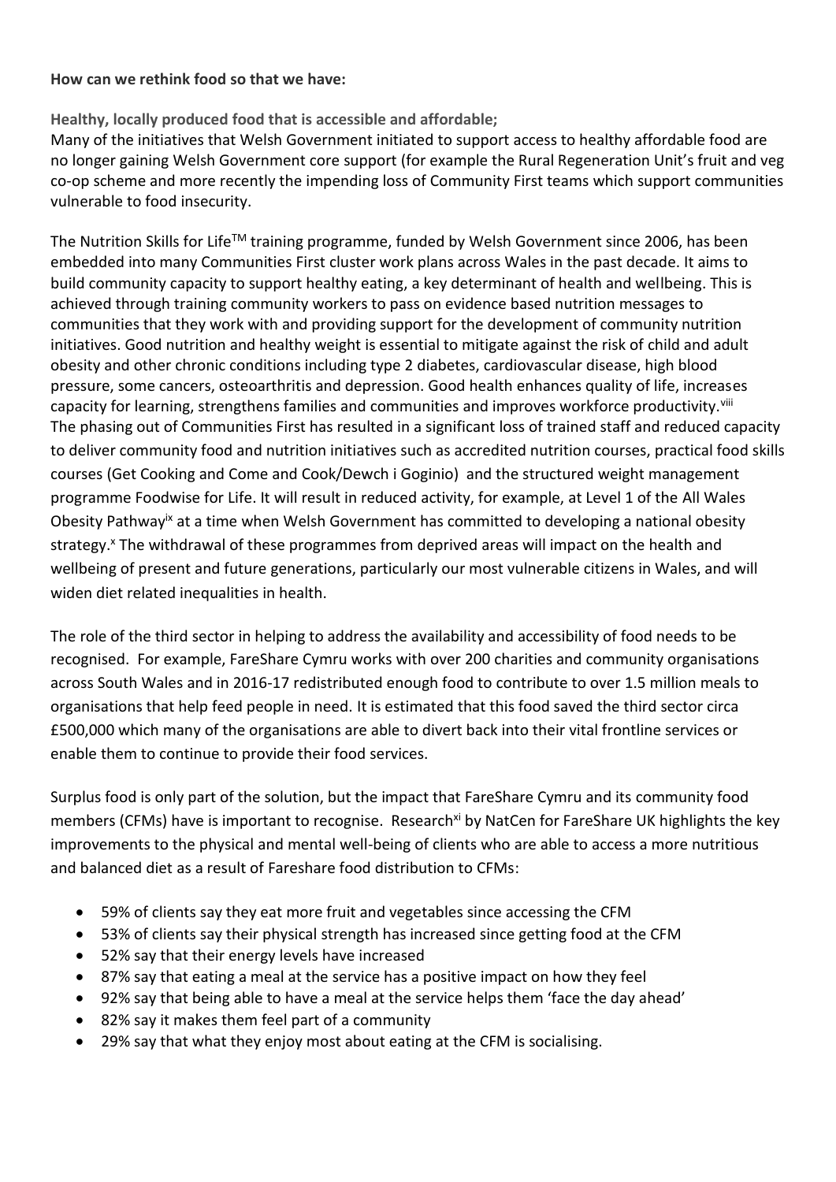**How can we rethink food so that we have:**

**Healthy, locally produced food that is accessible and affordable;**

Many of the initiatives that Welsh Government initiated to support access to healthy affordable food are no longer gaining Welsh Government core support (for example the Rural Regeneration Unit's fruit and veg co-op scheme and more recently the impending loss of Community First teams which support communities vulnerable to food insecurity.

The Nutrition Skills for Life™ training programme, funded by Welsh Government since 2006, has been embedded into many Communities First cluster work plans across Wales in the past decade. It aims to build community capacity to support healthy eating, a key determinant of health and wellbeing. This is achieved through training community workers to pass on evidence based nutrition messages to communities that they work with and providing support for the development of community nutrition initiatives. Good nutrition and healthy weight is essential to mitigate against the risk of child and adult obesity and other chronic conditions including type 2 diabetes, cardiovascular disease, high blood pressure, some cancers, osteoarthritis and depression. Good health enhances quality of life, increases capacity for learning, strengthens families and communities and improves workforce productivity.[viii] The phasing out of Communities First has resulted in a significant loss of trained staff and reduced capacity to deliver community food and nutrition initiatives such as accredited nutrition courses, practical food skills courses (Get Cooking and Come and Cook/Dewch i Goginio) and the structured weight management programme Foodwise for Life. It will result in reduced activity, for example, at Level 1 of the All Wales Obesity Pathway[ix] at a time when Welsh Government has committed to developing a national obesity strategy.[x] The withdrawal of these programmes from deprived areas will impact on the health and wellbeing of present and future generations, particularly our most vulnerable citizens in Wales, and will widen diet related inequalities in health.

The role of the third sector in helping to address the availability and accessibility of food needs to be recognised. For example, FareShare Cymru works with over 200 charities and community organisations across South Wales and in 2016-17 redistributed enough food to contribute to over 1.5 million meals to organisations that help feed people in need. It is estimated that this food saved the third sector circa £500,000 which many of the organisations are able to divert back into their vital frontline services or enable them to continue to provide their food services.

Surplus food is only part of the solution, but the impact that FareShare Cymru and its community food members (CFMs) have is important to recognise. Research[xi] by NatCen for FareShare UK highlights the key improvements to the physical and mental well-being of clients who are able to access a more nutritious and balanced diet as a result of Fareshare food distribution to CFMs:

- 59% of clients say they eat more fruit and vegetables since accessing the CFM
- 53% of clients say their physical strength has increased since getting food at the CFM
- 52% say that their energy levels have increased
- 87% say that eating a meal at the service has a positive impact on how they feel
- 92% say that being able to have a meal at the service helps them 'face the day ahead'
- 82% say it makes them feel part of a community
- 29% say that what they enjoy most about eating at the CFM is socialising.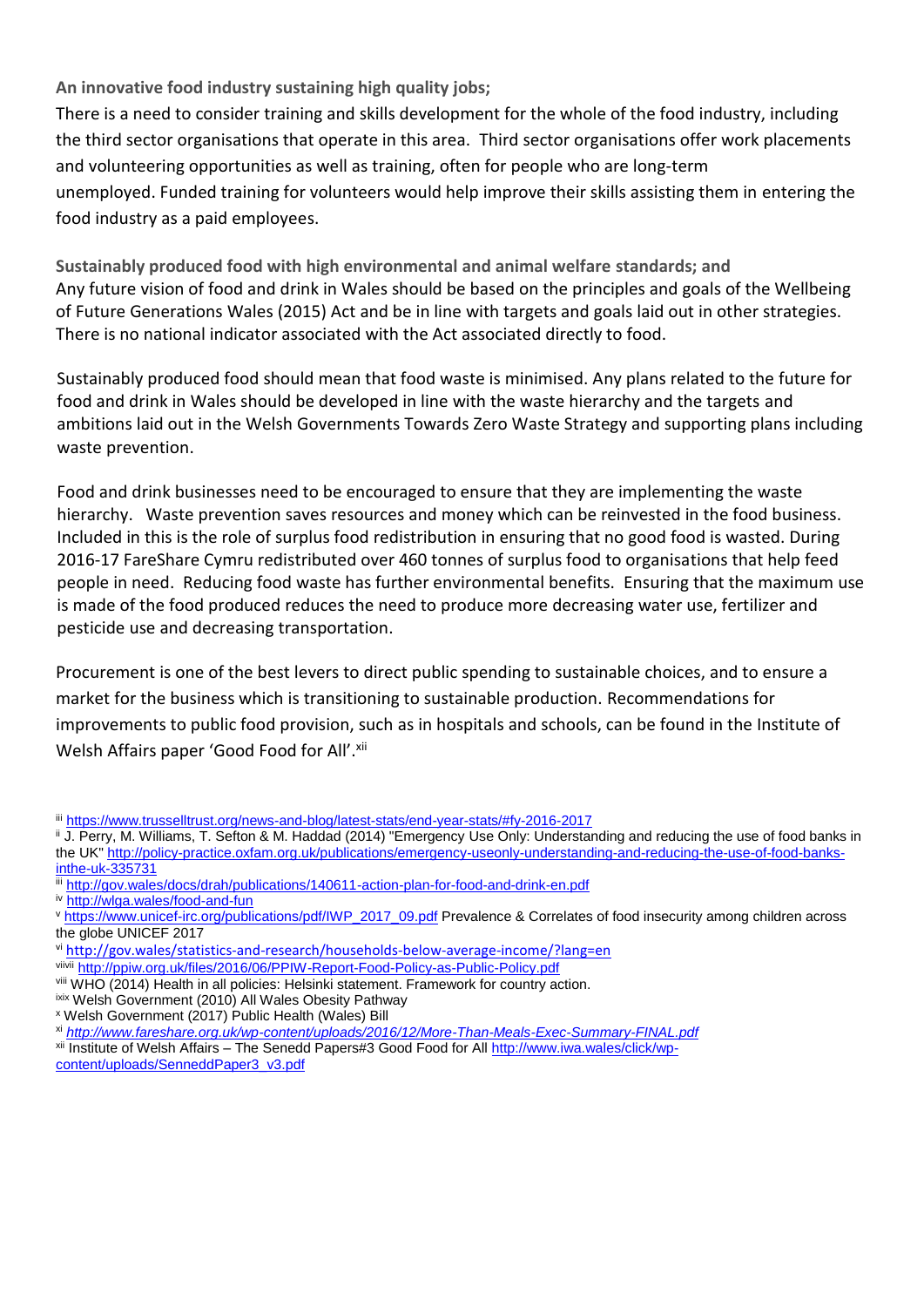**An innovative food industry sustaining high quality jobs;**

There is a need to consider training and skills development for the whole of the food industry, including the third sector organisations that operate in this area. Third sector organisations offer work placements and volunteering opportunities as well as training, often for people who are long-term unemployed. Funded training for volunteers would help improve their skills assisting them in entering the food industry as a paid employees.

**Sustainably produced food with high environmental and animal welfare standards; and**

Any future vision of food and drink in Wales should be based on the principles and goals of the Wellbeing of Future Generations Wales (2015) Act and be in line with targets and goals laid out in other strategies. There is no national indicator associated with the Act associated directly to food.

Sustainably produced food should mean that food waste is minimised. Any plans related to the future for food and drink in Wales should be developed in line with the waste hierarchy and the targets and ambitions laid out in the Welsh Governments Towards Zero Waste Strategy and supporting plans including waste prevention.

Food and drink businesses need to be encouraged to ensure that they are implementing the waste hierarchy. Waste prevention saves resources and money which can be reinvested in the food business. Included in this is the role of surplus food redistribution in ensuring that no good food is wasted. During 2016-17 FareShare Cymru redistributed over 460 tonnes of surplus food to organisations that help feed people in need. Reducing food waste has further environmental benefits. Ensuring that the maximum use is made of the food produced reduces the need to produce more decreasing water use, fertilizer and pesticide use and decreasing transportation.

Procurement is one of the best levers to direct public spending to sustainable choices, and to ensure a market for the business which is transitioning to sustainable production. Recommendations for improvements to public food provision, such as in hospitals and schools, can be found in the Institute of Welsh Affairs paper 'Good Food for All'.[xii]

---

[iii] https://www.trusselltrust.org/news-and-blog/latest-stats/end-year-stats/#fy-2016-2017

[ii] J. Perry, M. Williams, T. Sefton & M. Haddad (2014) "Emergency Use Only: Understanding and reducing the use of food banks in the UK" http://policy-practice.oxfam.org.uk/publications/emergency-useonly-understanding-and-reducing-the-use-of-food-banks-inthe-uk-335731

[iii] http://gov.wales/docs/drah/publications/140611-action-plan-for-food-and-drink-en.pdf

[iv] http://wlga.wales/food-and-fun

[v] https://www.unicef-irc.org/publications/pdf/IWP_2017_09.pdf Prevalence & Correlates of food insecurity among children across the globe UNICEF 2017

[vi] http://gov.wales/statistics-and-research/households-below-average-income/?lang=en

[viivii] http://ppiw.org.uk/files/2016/06/PPIW-Report-Food-Policy-as-Public-Policy.pdf

[viii] WHO (2014) Health in all policies: Helsinki statement. Framework for country action.

[ixix] Welsh Government (2010) All Wales Obesity Pathway

[x] Welsh Government (2017) Public Health (Wales) Bill

[xi] *http://www.fareshare.org.uk/wp-content/uploads/2016/12/More-Than-Meals-Exec-Summary-FINAL.pdf*

[xii] Institute of Welsh Affairs – The Senedd Papers#3 Good Food for All http://www.iwa.wales/click/wp-content/uploads/SenneddPaper3_v3.pdf